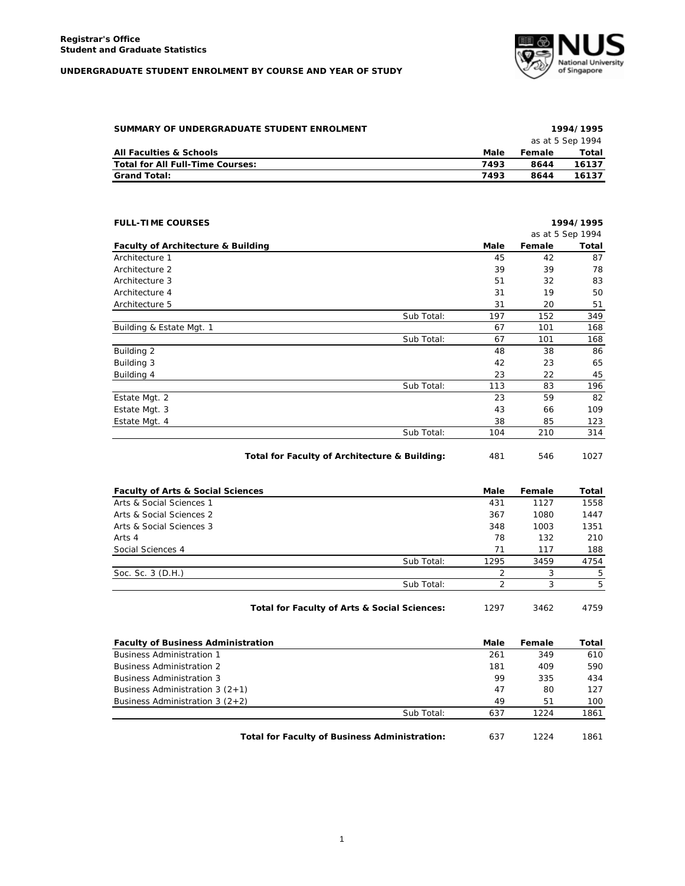**Registrar's Office**
**Student and Graduate Statistics**

**UNDERGRADUATE STUDENT ENROLMENT BY COURSE AND YEAR OF STUDY**

**SUMMARY OF UNDERGRADUATE STUDENT ENROLMENT** — **1994/1995**, as at 5 Sep 1994

| All Faculties & Schools | Male | Female | Total |
|---|---|---|---|
| **Total for All Full-Time Courses:** | **7493** | **8644** | **16137** |
| **Grand Total:** | **7493** | **8644** | **16137** |

**FULL-TIME COURSES** — **1994/1995**, as at 5 Sep 1994

| Faculty of Architecture & Building | | Male | Female | Total |
|---|---|---|---|---|
| Architecture 1 | | 45 | 42 | 87 |
| Architecture 2 | | 39 | 39 | 78 |
| Architecture 3 | | 51 | 32 | 83 |
| Architecture 4 | | 31 | 19 | 50 |
| Architecture 5 | | 31 | 20 | 51 |
| | Sub Total: | 197 | 152 | 349 |
| Building & Estate Mgt. 1 | | 67 | 101 | 168 |
| | Sub Total: | 67 | 101 | 168 |
| Building 2 | | 48 | 38 | 86 |
| Building 3 | | 42 | 23 | 65 |
| Building 4 | | 23 | 22 | 45 |
| | Sub Total: | 113 | 83 | 196 |
| Estate Mgt. 2 | | 23 | 59 | 82 |
| Estate Mgt. 3 | | 43 | 66 | 109 |
| Estate Mgt. 4 | | 38 | 85 | 123 |
| | Sub Total: | 104 | 210 | 314 |
| | **Total for Faculty of Architecture & Building:** | 481 | 546 | 1027 |

| Faculty of Arts & Social Sciences | | Male | Female | Total |
|---|---|---|---|---|
| Arts & Social Sciences 1 | | 431 | 1127 | 1558 |
| Arts & Social Sciences 2 | | 367 | 1080 | 1447 |
| Arts & Social Sciences 3 | | 348 | 1003 | 1351 |
| Arts 4 | | 78 | 132 | 210 |
| Social Sciences 4 | | 71 | 117 | 188 |
| | Sub Total: | 1295 | 3459 | 4754 |
| Soc. Sc. 3 (D.H.) | | 2 | 3 | 5 |
| | Sub Total: | 2 | 3 | 5 |
| | **Total for Faculty of Arts & Social Sciences:** | 1297 | 3462 | 4759 |

| Faculty of Business Administration | | Male | Female | Total |
|---|---|---|---|---|
| Business Administration 1 | | 261 | 349 | 610 |
| Business Administration 2 | | 181 | 409 | 590 |
| Business Administration 3 | | 99 | 335 | 434 |
| Business Administration 3 (2+1) | | 47 | 80 | 127 |
| Business Administration 3 (2+2) | | 49 | 51 | 100 |
| | Sub Total: | 637 | 1224 | 1861 |
| | **Total for Faculty of Business Administration:** | 637 | 1224 | 1861 |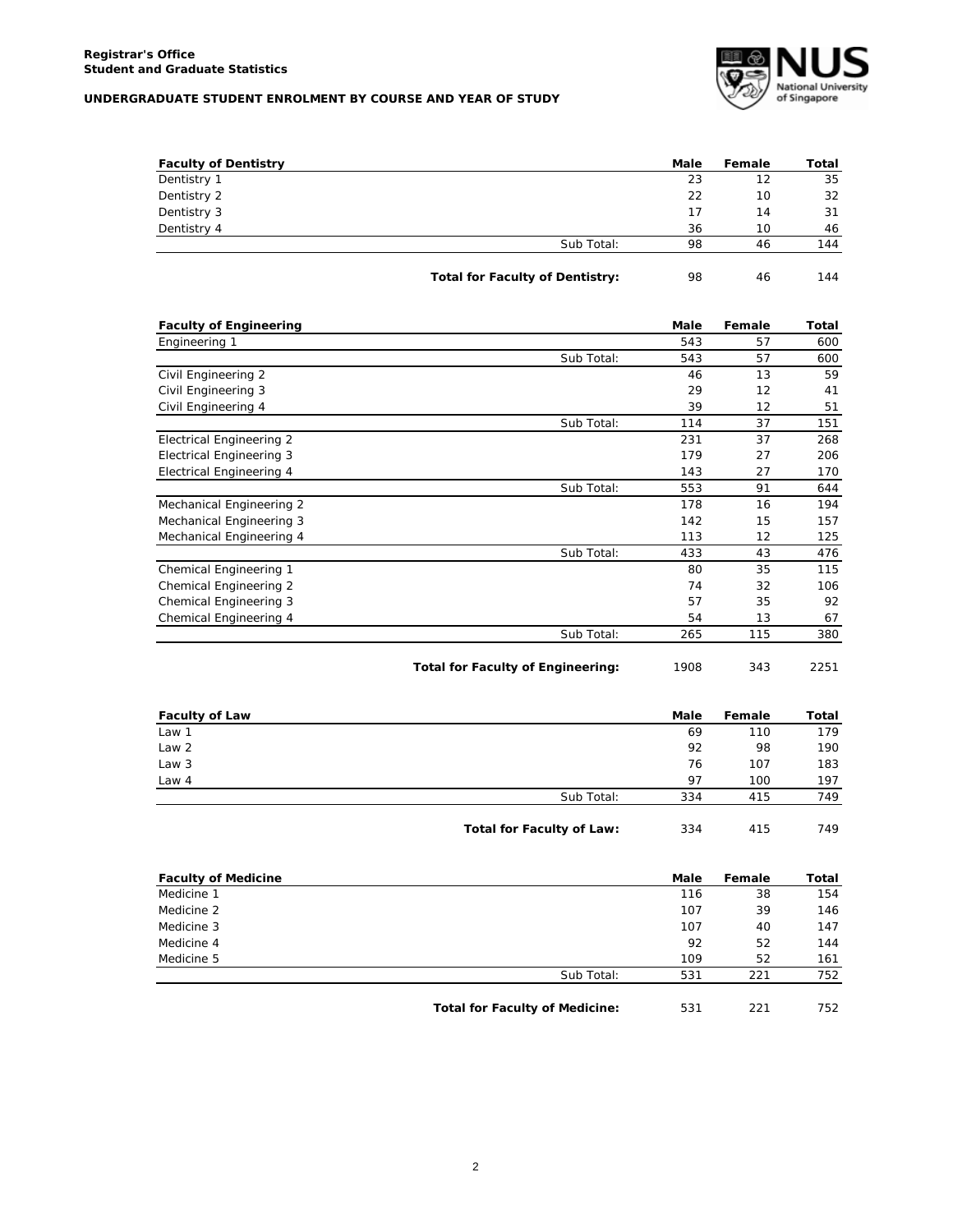**Registrar's Office**
**Student and Graduate Statistics**

**UNDERGRADUATE STUDENT ENROLMENT BY COURSE AND YEAR OF STUDY**

| Faculty of Dentistry | Male | Female | Total |
|---|---|---|---|
| Dentistry 1 | 23 | 12 | 35 |
| Dentistry 2 | 22 | 10 | 32 |
| Dentistry 3 | 17 | 14 | 31 |
| Dentistry 4 | 36 | 10 | 46 |
| Sub Total: | 98 | 46 | 144 |
| **Total for Faculty of Dentistry:** | 98 | 46 | 144 |

| Faculty of Engineering | Male | Female | Total |
|---|---|---|---|
| Engineering 1 | 543 | 57 | 600 |
| Sub Total: | 543 | 57 | 600 |
| Civil Engineering 2 | 46 | 13 | 59 |
| Civil Engineering 3 | 29 | 12 | 41 |
| Civil Engineering 4 | 39 | 12 | 51 |
| Sub Total: | 114 | 37 | 151 |
| Electrical Engineering 2 | 231 | 37 | 268 |
| Electrical Engineering 3 | 179 | 27 | 206 |
| Electrical Engineering 4 | 143 | 27 | 170 |
| Sub Total: | 553 | 91 | 644 |
| Mechanical Engineering 2 | 178 | 16 | 194 |
| Mechanical Engineering 3 | 142 | 15 | 157 |
| Mechanical Engineering 4 | 113 | 12 | 125 |
| Sub Total: | 433 | 43 | 476 |
| Chemical Engineering 1 | 80 | 35 | 115 |
| Chemical Engineering 2 | 74 | 32 | 106 |
| Chemical Engineering 3 | 57 | 35 | 92 |
| Chemical Engineering 4 | 54 | 13 | 67 |
| Sub Total: | 265 | 115 | 380 |
| **Total for Faculty of Engineering:** | 1908 | 343 | 2251 |

| Faculty of Law | Male | Female | Total |
|---|---|---|---|
| Law 1 | 69 | 110 | 179 |
| Law 2 | 92 | 98 | 190 |
| Law 3 | 76 | 107 | 183 |
| Law 4 | 97 | 100 | 197 |
| Sub Total: | 334 | 415 | 749 |
| **Total for Faculty of Law:** | 334 | 415 | 749 |

| Faculty of Medicine | Male | Female | Total |
|---|---|---|---|
| Medicine 1 | 116 | 38 | 154 |
| Medicine 2 | 107 | 39 | 146 |
| Medicine 3 | 107 | 40 | 147 |
| Medicine 4 | 92 | 52 | 144 |
| Medicine 5 | 109 | 52 | 161 |
| Sub Total: | 531 | 221 | 752 |
| **Total for Faculty of Medicine:** | 531 | 221 | 752 |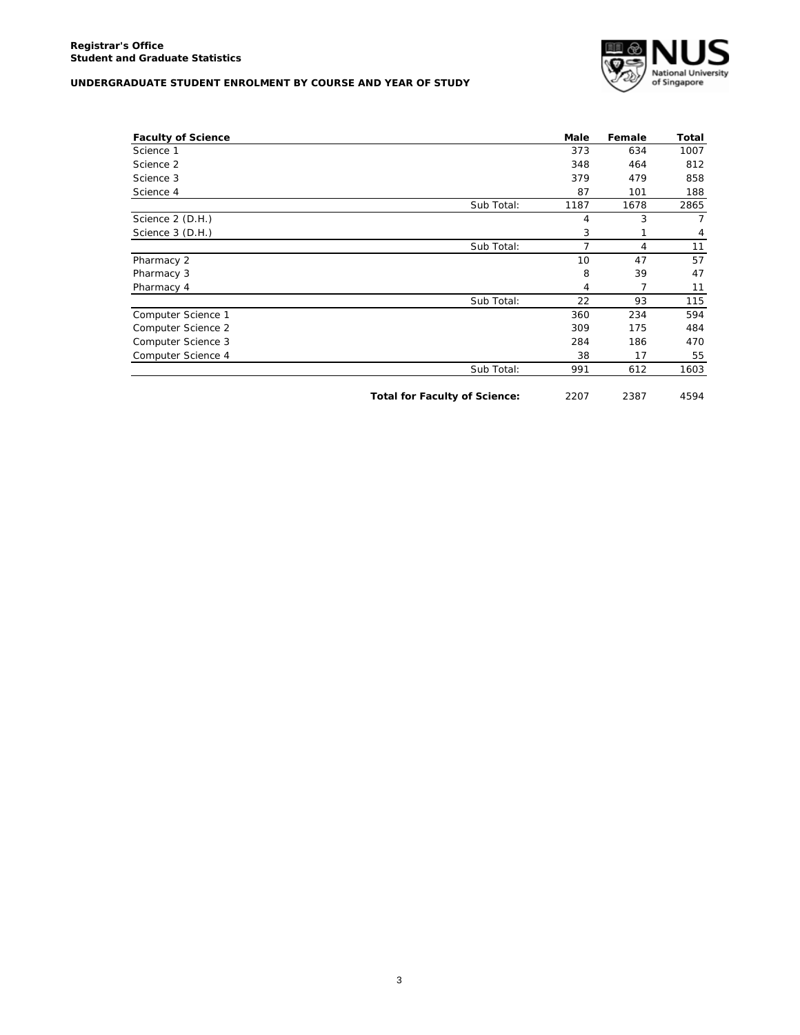**Registrar's Office**
**Student and Graduate Statistics**

**UNDERGRADUATE STUDENT ENROLMENT BY COURSE AND YEAR OF STUDY**

| Faculty of Science | | Male | Female | Total |
|---|---|---|---|---|
| Science 1 | | 373 | 634 | 1007 |
| Science 2 | | 348 | 464 | 812 |
| Science 3 | | 379 | 479 | 858 |
| Science 4 | | 87 | 101 | 188 |
| | Sub Total: | 1187 | 1678 | 2865 |
| Science 2 (D.H.) | | 4 | 3 | 7 |
| Science 3 (D.H.) | | 3 | 1 | 4 |
| | Sub Total: | 7 | 4 | 11 |
| Pharmacy 2 | | 10 | 47 | 57 |
| Pharmacy 3 | | 8 | 39 | 47 |
| Pharmacy 4 | | 4 | 7 | 11 |
| | Sub Total: | 22 | 93 | 115 |
| Computer Science 1 | | 360 | 234 | 594 |
| Computer Science 2 | | 309 | 175 | 484 |
| Computer Science 3 | | 284 | 186 | 470 |
| Computer Science 4 | | 38 | 17 | 55 |
| | Sub Total: | 991 | 612 | 1603 |
| | **Total for Faculty of Science:** | 2207 | 2387 | 4594 |